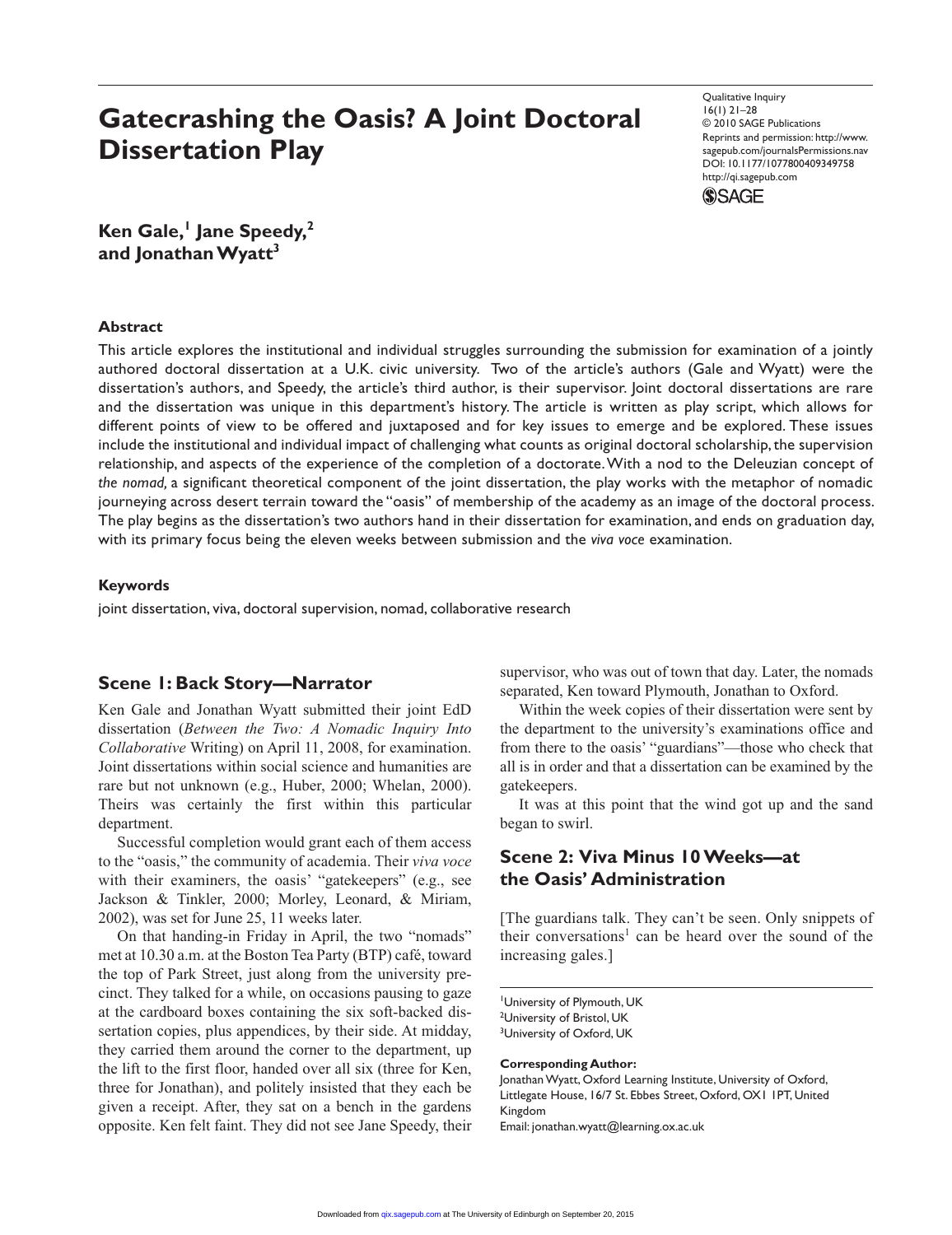# Gatecrashing the Oasis? A Joint Doctoral Dissertation Play

Qualitative Inquiry
16(1) 21–28
© 2010 SAGE Publications
Reprints and permission: http://www.sagepub.com/journalsPermissions.nav
DOI: 10.1177/1077800409349758
http://qi.sagepub.com

**Ken Gale,[1] Jane Speedy,[2] and Jonathan Wyatt[3]**

### Abstract

This article explores the institutional and individual struggles surrounding the submission for examination of a jointly authored doctoral dissertation at a U.K. civic university. Two of the article's authors (Gale and Wyatt) were the dissertation's authors, and Speedy, the article's third author, is their supervisor. Joint doctoral dissertations are rare and the dissertation was unique in this department's history. The article is written as play script, which allows for different points of view to be offered and juxtaposed and for key issues to emerge and be explored. These issues include the institutional and individual impact of challenging what counts as original doctoral scholarship, the supervision relationship, and aspects of the experience of the completion of a doctorate. With a nod to the Deleuzian concept of *the nomad,* a significant theoretical component of the joint dissertation, the play works with the metaphor of nomadic journeying across desert terrain toward the "oasis" of membership of the academy as an image of the doctoral process. The play begins as the dissertation's two authors hand in their dissertation for examination, and ends on graduation day, with its primary focus being the eleven weeks between submission and the *viva voce* examination.

### Keywords

joint dissertation, viva, doctoral supervision, nomad, collaborative research

## Scene 1: Back Story—Narrator

Ken Gale and Jonathan Wyatt submitted their joint EdD dissertation (*Between the Two: A Nomadic Inquiry Into Collaborative* Writing) on April 11, 2008, for examination. Joint dissertations within social science and humanities are rare but not unknown (e.g., Huber, 2000; Whelan, 2000). Theirs was certainly the first within this particular department.

Successful completion would grant each of them access to the "oasis," the community of academia. Their *viva voce* with their examiners, the oasis' "gatekeepers" (e.g., see Jackson & Tinkler, 2000; Morley, Leonard, & Miriam, 2002), was set for June 25, 11 weeks later.

On that handing-in Friday in April, the two "nomads" met at 10.30 a.m. at the Boston Tea Party (BTP) café, toward the top of Park Street, just along from the university precinct. They talked for a while, on occasions pausing to gaze at the cardboard boxes containing the six soft-backed dissertation copies, plus appendices, by their side. At midday, they carried them around the corner to the department, up the lift to the first floor, handed over all six (three for Ken, three for Jonathan), and politely insisted that they each be given a receipt. After, they sat on a bench in the gardens opposite. Ken felt faint. They did not see Jane Speedy, their supervisor, who was out of town that day. Later, the nomads separated, Ken toward Plymouth, Jonathan to Oxford.

Within the week copies of their dissertation were sent by the department to the university's examinations office and from there to the oasis' "guardians"—those who check that all is in order and that a dissertation can be examined by the gatekeepers.

It was at this point that the wind got up and the sand began to swirl.

## Scene 2: Viva Minus 10 Weeks—at the Oasis' Administration

[The guardians talk. They can't be seen. Only snippets of their conversations[1] can be heard over the sound of the increasing gales.]

---

[1]University of Plymouth, UK
[2]University of Bristol, UK
[3]University of Oxford, UK

**Corresponding Author:**
Jonathan Wyatt, Oxford Learning Institute, University of Oxford, Littlegate House, 16/7 St. Ebbes Street, Oxford, OX1 1PT, United Kingdom
Email: jonathan.wyatt@learning.ox.ac.uk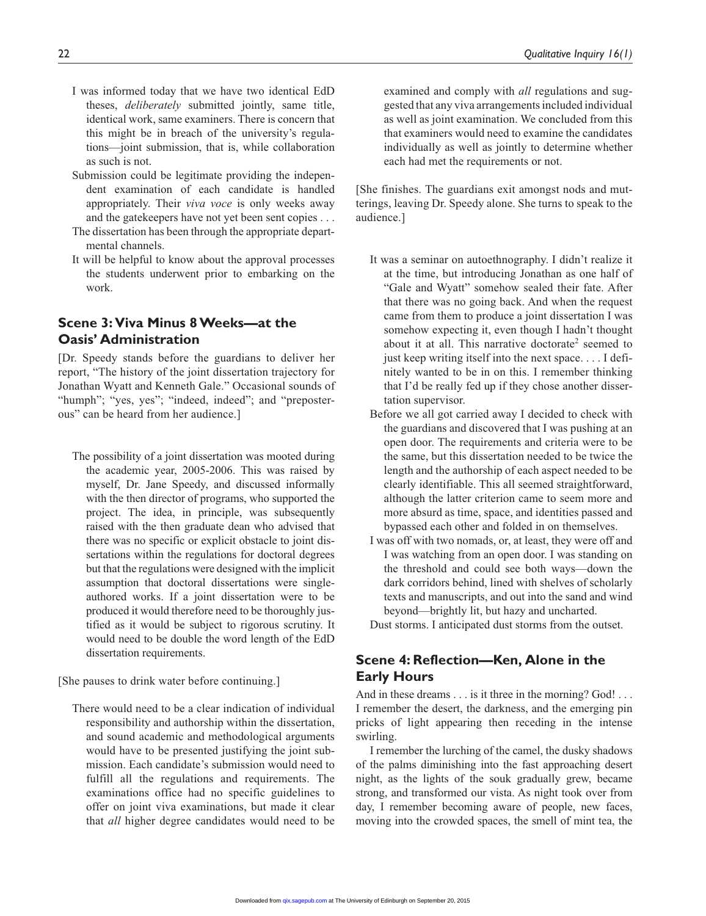I was informed today that we have two identical EdD theses, *deliberately* submitted jointly, same title, identical work, same examiners. There is concern that this might be in breach of the university's regulations—joint submission, that is, while collaboration as such is not.

Submission could be legitimate providing the independent examination of each candidate is handled appropriately. Their *viva voce* is only weeks away and the gatekeepers have not yet been sent copies . . .

The dissertation has been through the appropriate departmental channels.

It will be helpful to know about the approval processes the students underwent prior to embarking on the work.

## Scene 3: Viva Minus 8 Weeks—at the Oasis' Administration

[Dr. Speedy stands before the guardians to deliver her report, "The history of the joint dissertation trajectory for Jonathan Wyatt and Kenneth Gale." Occasional sounds of "humph"; "yes, yes"; "indeed, indeed"; and "preposterous" can be heard from her audience.]

The possibility of a joint dissertation was mooted during the academic year, 2005-2006. This was raised by myself, Dr. Jane Speedy, and discussed informally with the then director of programs, who supported the project. The idea, in principle, was subsequently raised with the then graduate dean who advised that there was no specific or explicit obstacle to joint dissertations within the regulations for doctoral degrees but that the regulations were designed with the implicit assumption that doctoral dissertations were single-authored works. If a joint dissertation were to be produced it would therefore need to be thoroughly justified as it would be subject to rigorous scrutiny. It would need to be double the word length of the EdD dissertation requirements.

[She pauses to drink water before continuing.]

There would need to be a clear indication of individual responsibility and authorship within the dissertation, and sound academic and methodological arguments would have to be presented justifying the joint submission. Each candidate's submission would need to fulfill all the regulations and requirements. The examinations office had no specific guidelines to offer on joint viva examinations, but made it clear that *all* higher degree candidates would need to be examined and comply with *all* regulations and suggested that any viva arrangements included individual as well as joint examination. We concluded from this that examiners would need to examine the candidates individually as well as jointly to determine whether each had met the requirements or not.

[She finishes. The guardians exit amongst nods and mutterings, leaving Dr. Speedy alone. She turns to speak to the audience.]

It was a seminar on autoethnography. I didn't realize it at the time, but introducing Jonathan as one half of "Gale and Wyatt" somehow sealed their fate. After that there was no going back. And when the request came from them to produce a joint dissertation I was somehow expecting it, even though I hadn't thought about it at all. This narrative doctorate[2] seemed to just keep writing itself into the next space. . . . I definitely wanted to be in on this. I remember thinking that I'd be really fed up if they chose another dissertation supervisor.

Before we all got carried away I decided to check with the guardians and discovered that I was pushing at an open door. The requirements and criteria were to be the same, but this dissertation needed to be twice the length and the authorship of each aspect needed to be clearly identifiable. This all seemed straightforward, although the latter criterion came to seem more and more absurd as time, space, and identities passed and bypassed each other and folded in on themselves.

I was off with two nomads, or, at least, they were off and I was watching from an open door. I was standing on the threshold and could see both ways—down the dark corridors behind, lined with shelves of scholarly texts and manuscripts, and out into the sand and wind beyond—brightly lit, but hazy and uncharted.

Dust storms. I anticipated dust storms from the outset.

## Scene 4: Reflection—Ken, Alone in the Early Hours

And in these dreams . . . is it three in the morning? God! . . . I remember the desert, the darkness, and the emerging pin pricks of light appearing then receding in the intense swirling.

I remember the lurching of the camel, the dusky shadows of the palms diminishing into the fast approaching desert night, as the lights of the souk gradually grew, became strong, and transformed our vista. As night took over from day, I remember becoming aware of people, new faces, moving into the crowded spaces, the smell of mint tea, the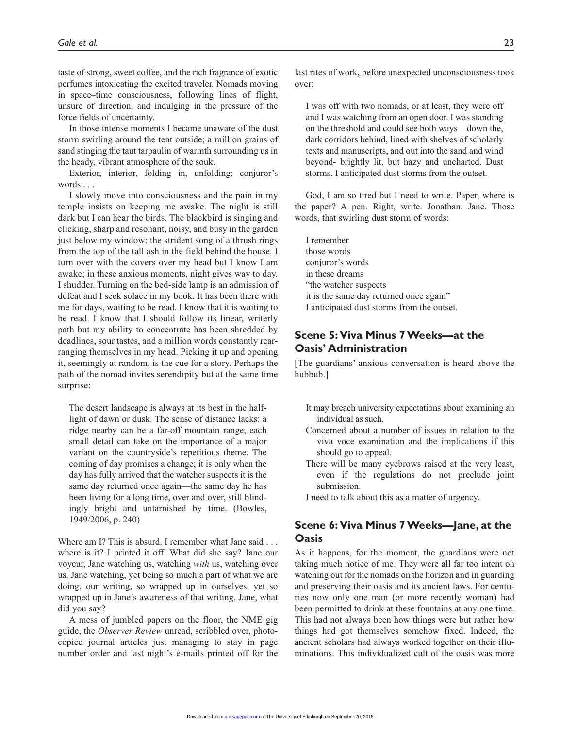taste of strong, sweet coffee, and the rich fragrance of exotic perfumes intoxicating the excited traveler. Nomads moving in space–time consciousness, following lines of flight, unsure of direction, and indulging in the pressure of the force fields of uncertainty.

In those intense moments I became unaware of the dust storm swirling around the tent outside; a million grains of sand stinging the taut tarpaulin of warmth surrounding us in the heady, vibrant atmosphere of the souk.

Exterior, interior, folding in, unfolding; conjuror's words . . .

I slowly move into consciousness and the pain in my temple insists on keeping me awake. The night is still dark but I can hear the birds. The blackbird is singing and clicking, sharp and resonant, noisy, and busy in the garden just below my window; the strident song of a thrush rings from the top of the tall ash in the field behind the house. I turn over with the covers over my head but I know I am awake; in these anxious moments, night gives way to day. I shudder. Turning on the bed-side lamp is an admission of defeat and I seek solace in my book. It has been there with me for days, waiting to be read. I know that it is waiting to be read. I know that I should follow its linear, writerly path but my ability to concentrate has been shredded by deadlines, sour tastes, and a million words constantly rearranging themselves in my head. Picking it up and opening it, seemingly at random, is the cue for a story. Perhaps the path of the nomad invites serendipity but at the same time surprise:

> The desert landscape is always at its best in the half-light of dawn or dusk. The sense of distance lacks: a ridge nearby can be a far-off mountain range, each small detail can take on the importance of a major variant on the countryside's repetitious theme. The coming of day promises a change; it is only when the day has fully arrived that the watcher suspects it is the same day returned once again—the same day he has been living for a long time, over and over, still blindingly bright and untarnished by time. (Bowles, 1949/2006, p. 240)

Where am I? This is absurd. I remember what Jane said . . . where is it? I printed it off. What did she say? Jane our voyeur, Jane watching us, watching *with* us, watching over us. Jane watching, yet being so much a part of what we are doing, our writing, so wrapped up in ourselves, yet so wrapped up in Jane's awareness of that writing. Jane, what did you say?

A mess of jumbled papers on the floor, the NME gig guide, the *Observer Review* unread, scribbled over, photocopied journal articles just managing to stay in page number order and last night's e-mails printed off for the last rites of work, before unexpected unconsciousness took over:

> I was off with two nomads, or at least, they were off and I was watching from an open door. I was standing on the threshold and could see both ways—down the, dark corridors behind, lined with shelves of scholarly texts and manuscripts, and out into the sand and wind beyond- brightly lit, but hazy and uncharted. Dust storms. I anticipated dust storms from the outset.

God, I am so tired but I need to write. Paper, where is the paper? A pen. Right, write. Jonathan. Jane. Those words, that swirling dust storm of words:

> I remember
> those words
> conjuror's words
> in these dreams
> "the watcher suspects
> it is the same day returned once again"
> I anticipated dust storms from the outset.

## Scene 5: Viva Minus 7 Weeks—at the Oasis' Administration

[The guardians' anxious conversation is heard above the hubbub.]

> It may breach university expectations about examining an individual as such.
> Concerned about a number of issues in relation to the viva voce examination and the implications if this should go to appeal.
> There will be many eyebrows raised at the very least, even if the regulations do not preclude joint submission.
> I need to talk about this as a matter of urgency.

## Scene 6: Viva Minus 7 Weeks—Jane, at the Oasis

As it happens, for the moment, the guardians were not taking much notice of me. They were all far too intent on watching out for the nomads on the horizon and in guarding and preserving their oasis and its ancient laws. For centuries now only one man (or more recently woman) had been permitted to drink at these fountains at any one time. This had not always been how things were but rather how things had got themselves somehow fixed. Indeed, the ancient scholars had always worked together on their illuminations. This individualized cult of the oasis was more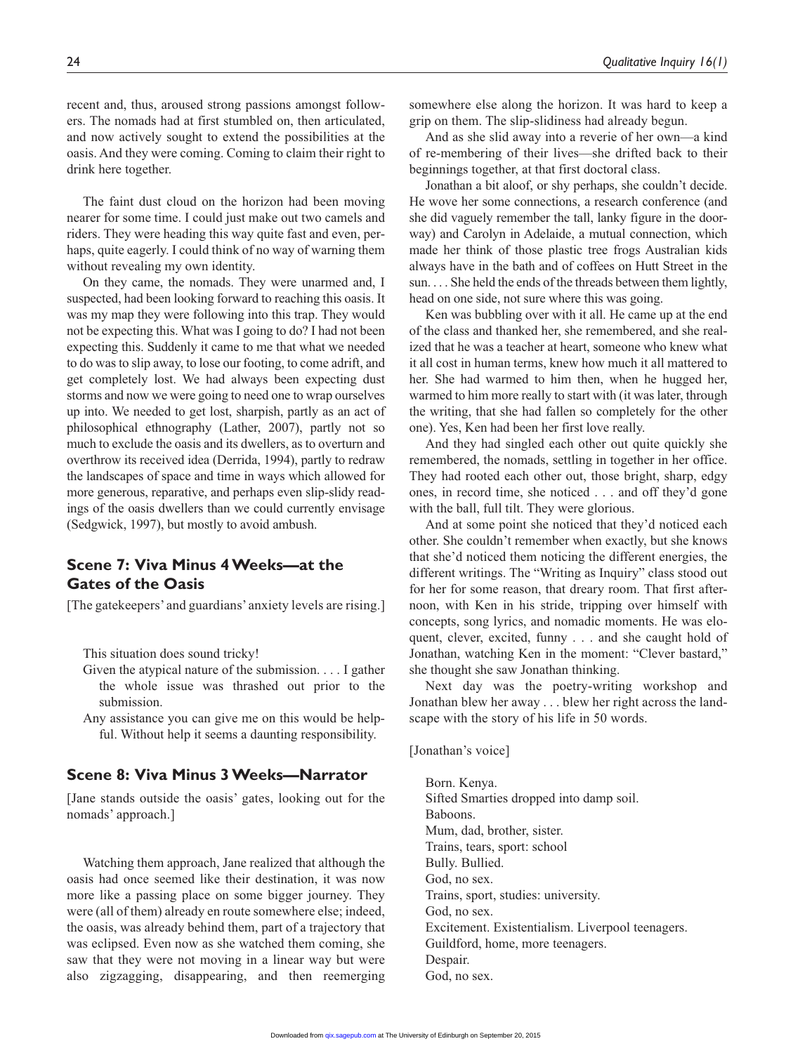recent and, thus, aroused strong passions amongst followers. The nomads had at first stumbled on, then articulated, and now actively sought to extend the possibilities at the oasis. And they were coming. Coming to claim their right to drink here together.

The faint dust cloud on the horizon had been moving nearer for some time. I could just make out two camels and riders. They were heading this way quite fast and even, perhaps, quite eagerly. I could think of no way of warning them without revealing my own identity.

On they came, the nomads. They were unarmed and, I suspected, had been looking forward to reaching this oasis. It was my map they were following into this trap. They would not be expecting this. What was I going to do? I had not been expecting this. Suddenly it came to me that what we needed to do was to slip away, to lose our footing, to come adrift, and get completely lost. We had always been expecting dust storms and now we were going to need one to wrap ourselves up into. We needed to get lost, sharpish, partly as an act of philosophical ethnography (Lather, 2007), partly not so much to exclude the oasis and its dwellers, as to overturn and overthrow its received idea (Derrida, 1994), partly to redraw the landscapes of space and time in ways which allowed for more generous, reparative, and perhaps even slip-slidy readings of the oasis dwellers than we could currently envisage (Sedgwick, 1997), but mostly to avoid ambush.

## Scene 7: Viva Minus 4 Weeks—at the Gates of the Oasis

[The gatekeepers' and guardians' anxiety levels are rising.]

This situation does sound tricky!

Given the atypical nature of the submission. . . . I gather the whole issue was thrashed out prior to the submission.

Any assistance you can give me on this would be helpful. Without help it seems a daunting responsibility.

## Scene 8: Viva Minus 3 Weeks—Narrator

[Jane stands outside the oasis' gates, looking out for the nomads' approach.]

Watching them approach, Jane realized that although the oasis had once seemed like their destination, it was now more like a passing place on some bigger journey. They were (all of them) already en route somewhere else; indeed, the oasis, was already behind them, part of a trajectory that was eclipsed. Even now as she watched them coming, she saw that they were not moving in a linear way but were also zigzagging, disappearing, and then reemerging somewhere else along the horizon. It was hard to keep a grip on them. The slip-slidiness had already begun.

And as she slid away into a reverie of her own—a kind of re-membering of their lives—she drifted back to their beginnings together, at that first doctoral class.

Jonathan a bit aloof, or shy perhaps, she couldn't decide. He wove her some connections, a research conference (and she did vaguely remember the tall, lanky figure in the doorway) and Carolyn in Adelaide, a mutual connection, which made her think of those plastic tree frogs Australian kids always have in the bath and of coffees on Hutt Street in the sun. . . . She held the ends of the threads between them lightly, head on one side, not sure where this was going.

Ken was bubbling over with it all. He came up at the end of the class and thanked her, she remembered, and she realized that he was a teacher at heart, someone who knew what it all cost in human terms, knew how much it all mattered to her. She had warmed to him then, when he hugged her, warmed to him more really to start with (it was later, through the writing, that she had fallen so completely for the other one). Yes, Ken had been her first love really.

And they had singled each other out quite quickly she remembered, the nomads, settling in together in her office. They had rooted each other out, those bright, sharp, edgy ones, in record time, she noticed . . . and off they'd gone with the ball, full tilt. They were glorious.

And at some point she noticed that they'd noticed each other. She couldn't remember when exactly, but she knows that she'd noticed them noticing the different energies, the different writings. The "Writing as Inquiry" class stood out for her for some reason, that dreary room. That first afternoon, with Ken in his stride, tripping over himself with concepts, song lyrics, and nomadic moments. He was eloquent, clever, excited, funny . . . and she caught hold of Jonathan, watching Ken in the moment: "Clever bastard," she thought she saw Jonathan thinking.

Next day was the poetry-writing workshop and Jonathan blew her away . . . blew her right across the landscape with the story of his life in 50 words.

[Jonathan's voice]

Born. Kenya.  
Sifted Smarties dropped into damp soil.  
Baboons.  
Mum, dad, brother, sister.  
Trains, tears, sport: school  
Bully. Bullied.  
God, no sex.  
Trains, sport, studies: university.  
God, no sex.  
Excitement. Existentialism. Liverpool teenagers.  
Guildford, home, more teenagers.  
Despair.  
God, no sex.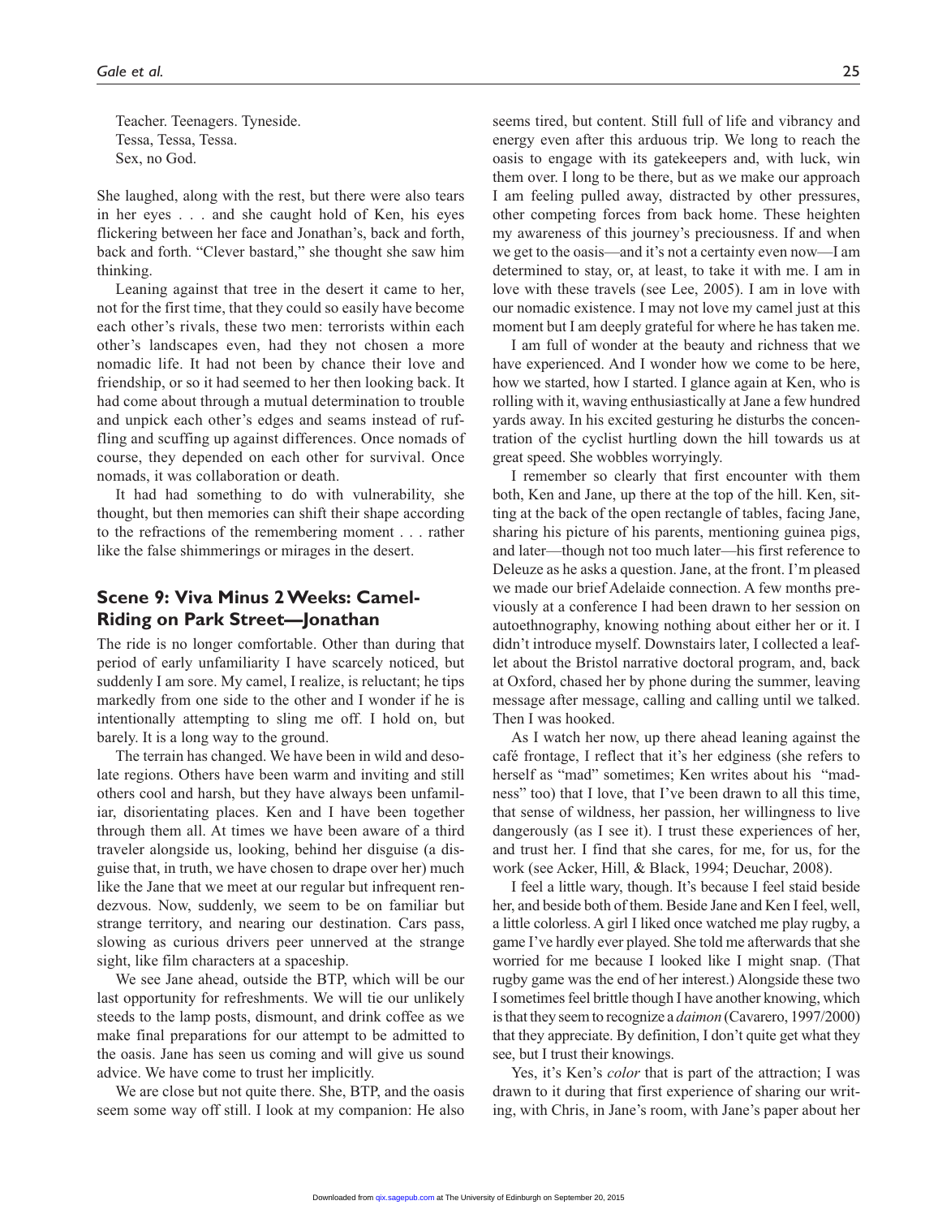Teacher. Teenagers. Tyneside.  
Tessa, Tessa, Tessa.  
Sex, no God.

She laughed, along with the rest, but there were also tears in her eyes . . . and she caught hold of Ken, his eyes flickering between her face and Jonathan's, back and forth, back and forth. "Clever bastard," she thought she saw him thinking.

Leaning against that tree in the desert it came to her, not for the first time, that they could so easily have become each other's rivals, these two men: terrorists within each other's landscapes even, had they not chosen a more nomadic life. It had not been by chance their love and friendship, or so it had seemed to her then looking back. It had come about through a mutual determination to trouble and unpick each other's edges and seams instead of ruffling and scuffing up against differences. Once nomads of course, they depended on each other for survival. Once nomads, it was collaboration or death.

It had had something to do with vulnerability, she thought, but then memories can shift their shape according to the refractions of the remembering moment . . . rather like the false shimmerings or mirages in the desert.

## Scene 9: Viva Minus 2 Weeks: Camel-Riding on Park Street—Jonathan

The ride is no longer comfortable. Other than during that period of early unfamiliarity I have scarcely noticed, but suddenly I am sore. My camel, I realize, is reluctant; he tips markedly from one side to the other and I wonder if he is intentionally attempting to sling me off. I hold on, but barely. It is a long way to the ground.

The terrain has changed. We have been in wild and desolate regions. Others have been warm and inviting and still others cool and harsh, but they have always been unfamiliar, disorientating places. Ken and I have been together through them all. At times we have been aware of a third traveler alongside us, looking, behind her disguise (a disguise that, in truth, we have chosen to drape over her) much like the Jane that we meet at our regular but infrequent rendezvous. Now, suddenly, we seem to be on familiar but strange territory, and nearing our destination. Cars pass, slowing as curious drivers peer unnerved at the strange sight, like film characters at a spaceship.

We see Jane ahead, outside the BTP, which will be our last opportunity for refreshments. We will tie our unlikely steeds to the lamp posts, dismount, and drink coffee as we make final preparations for our attempt to be admitted to the oasis. Jane has seen us coming and will give us sound advice. We have come to trust her implicitly.

We are close but not quite there. She, BTP, and the oasis seem some way off still. I look at my companion: He also seems tired, but content. Still full of life and vibrancy and energy even after this arduous trip. We long to reach the oasis to engage with its gatekeepers and, with luck, win them over. I long to be there, but as we make our approach I am feeling pulled away, distracted by other pressures, other competing forces from back home. These heighten my awareness of this journey's preciousness. If and when we get to the oasis—and it's not a certainty even now—I am determined to stay, or, at least, to take it with me. I am in love with these travels (see Lee, 2005). I am in love with our nomadic existence. I may not love my camel just at this moment but I am deeply grateful for where he has taken me.

I am full of wonder at the beauty and richness that we have experienced. And I wonder how we come to be here, how we started, how I started. I glance again at Ken, who is rolling with it, waving enthusiastically at Jane a few hundred yards away. In his excited gesturing he disturbs the concentration of the cyclist hurtling down the hill towards us at great speed. She wobbles worryingly.

I remember so clearly that first encounter with them both, Ken and Jane, up there at the top of the hill. Ken, sitting at the back of the open rectangle of tables, facing Jane, sharing his picture of his parents, mentioning guinea pigs, and later—though not too much later—his first reference to Deleuze as he asks a question. Jane, at the front. I'm pleased we made our brief Adelaide connection. A few months previously at a conference I had been drawn to her session on autoethnography, knowing nothing about either her or it. I didn't introduce myself. Downstairs later, I collected a leaflet about the Bristol narrative doctoral program, and, back at Oxford, chased her by phone during the summer, leaving message after message, calling and calling until we talked. Then I was hooked.

As I watch her now, up there ahead leaning against the café frontage, I reflect that it's her edginess (she refers to herself as "mad" sometimes; Ken writes about his "madness" too) that I love, that I've been drawn to all this time, that sense of wildness, her passion, her willingness to live dangerously (as I see it). I trust these experiences of her, and trust her. I find that she cares, for me, for us, for the work (see Acker, Hill, & Black, 1994; Deuchar, 2008).

I feel a little wary, though. It's because I feel staid beside her, and beside both of them. Beside Jane and Ken I feel, well, a little colorless. A girl I liked once watched me play rugby, a game I've hardly ever played. She told me afterwards that she worried for me because I looked like I might snap. (That rugby game was the end of her interest.) Alongside these two I sometimes feel brittle though I have another knowing, which is that they seem to recognize a *daimon* (Cavarero, 1997/2000) that they appreciate. By definition, I don't quite get what they see, but I trust their knowings.

Yes, it's Ken's *color* that is part of the attraction; I was drawn to it during that first experience of sharing our writing, with Chris, in Jane's room, with Jane's paper about her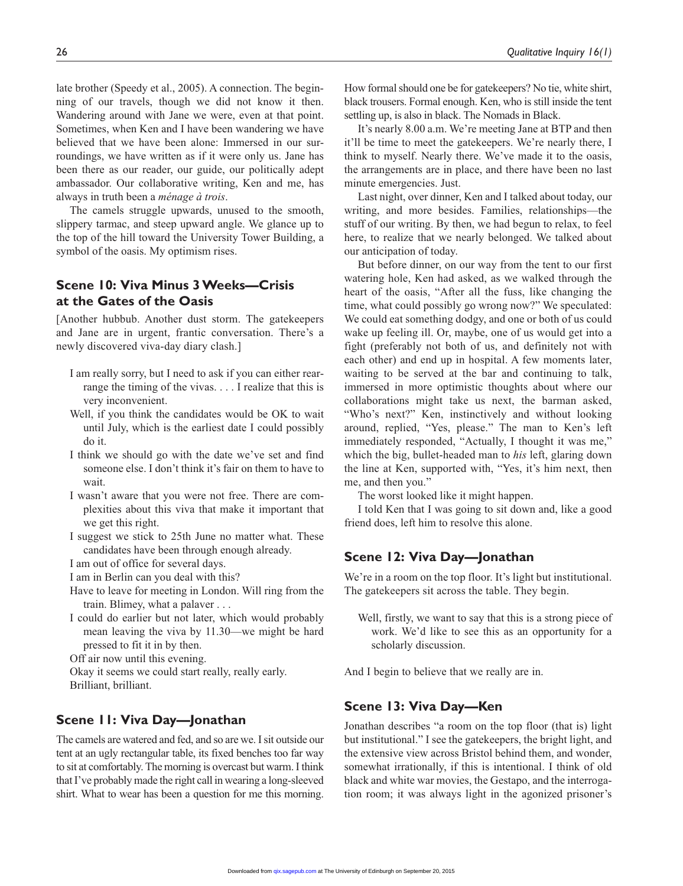late brother (Speedy et al., 2005). A connection. The beginning of our travels, though we did not know it then. Wandering around with Jane we were, even at that point. Sometimes, when Ken and I have been wandering we have believed that we have been alone: Immersed in our surroundings, we have written as if it were only us. Jane has been there as our reader, our guide, our politically adept ambassador. Our collaborative writing, Ken and me, has always in truth been a *ménage à trois*.

The camels struggle upwards, unused to the smooth, slippery tarmac, and steep upward angle. We glance up to the top of the hill toward the University Tower Building, a symbol of the oasis. My optimism rises.

## Scene 10: Viva Minus 3 Weeks—Crisis at the Gates of the Oasis

[Another hubbub. Another dust storm. The gatekeepers and Jane are in urgent, frantic conversation. There's a newly discovered viva-day diary clash.]

I am really sorry, but I need to ask if you can either rearrange the timing of the vivas. . . . I realize that this is very inconvenient.

Well, if you think the candidates would be OK to wait until July, which is the earliest date I could possibly do it.

I think we should go with the date we've set and find someone else. I don't think it's fair on them to have to wait.

I wasn't aware that you were not free. There are complexities about this viva that make it important that we get this right.

I suggest we stick to 25th June no matter what. These candidates have been through enough already.

I am out of office for several days.

I am in Berlin can you deal with this?

Have to leave for meeting in London. Will ring from the train. Blimey, what a palaver . . .

I could do earlier but not later, which would probably mean leaving the viva by 11.30—we might be hard pressed to fit it in by then.

Off air now until this evening.

Okay it seems we could start really, really early.

Brilliant, brilliant.

## Scene 11: Viva Day—Jonathan

The camels are watered and fed, and so are we. I sit outside our tent at an ugly rectangular table, its fixed benches too far way to sit at comfortably. The morning is overcast but warm. I think that I've probably made the right call in wearing a long-sleeved shirt. What to wear has been a question for me this morning. How formal should one be for gatekeepers? No tie, white shirt, black trousers. Formal enough. Ken, who is still inside the tent settling up, is also in black. The Nomads in Black.

It's nearly 8.00 a.m. We're meeting Jane at BTP and then it'll be time to meet the gatekeepers. We're nearly there, I think to myself. Nearly there. We've made it to the oasis, the arrangements are in place, and there have been no last minute emergencies. Just.

Last night, over dinner, Ken and I talked about today, our writing, and more besides. Families, relationships—the stuff of our writing. By then, we had begun to relax, to feel here, to realize that we nearly belonged. We talked about our anticipation of today.

But before dinner, on our way from the tent to our first watering hole, Ken had asked, as we walked through the heart of the oasis, "After all the fuss, like changing the time, what could possibly go wrong now?" We speculated: We could eat something dodgy, and one or both of us could wake up feeling ill. Or, maybe, one of us would get into a fight (preferably not both of us, and definitely not with each other) and end up in hospital. A few moments later, waiting to be served at the bar and continuing to talk, immersed in more optimistic thoughts about where our collaborations might take us next, the barman asked, "Who's next?" Ken, instinctively and without looking around, replied, "Yes, please." The man to Ken's left immediately responded, "Actually, I thought it was me," which the big, bullet-headed man to *his* left, glaring down the line at Ken, supported with, "Yes, it's him next, then me, and then you."

The worst looked like it might happen.

I told Ken that I was going to sit down and, like a good friend does, left him to resolve this alone.

## Scene 12: Viva Day—Jonathan

We're in a room on the top floor. It's light but institutional. The gatekeepers sit across the table. They begin.

> Well, firstly, we want to say that this is a strong piece of work. We'd like to see this as an opportunity for a scholarly discussion.

And I begin to believe that we really are in.

## Scene 13: Viva Day—Ken

Jonathan describes "a room on the top floor (that is) light but institutional." I see the gatekeepers, the bright light, and the extensive view across Bristol behind them, and wonder, somewhat irrationally, if this is intentional. I think of old black and white war movies, the Gestapo, and the interrogation room; it was always light in the agonized prisoner's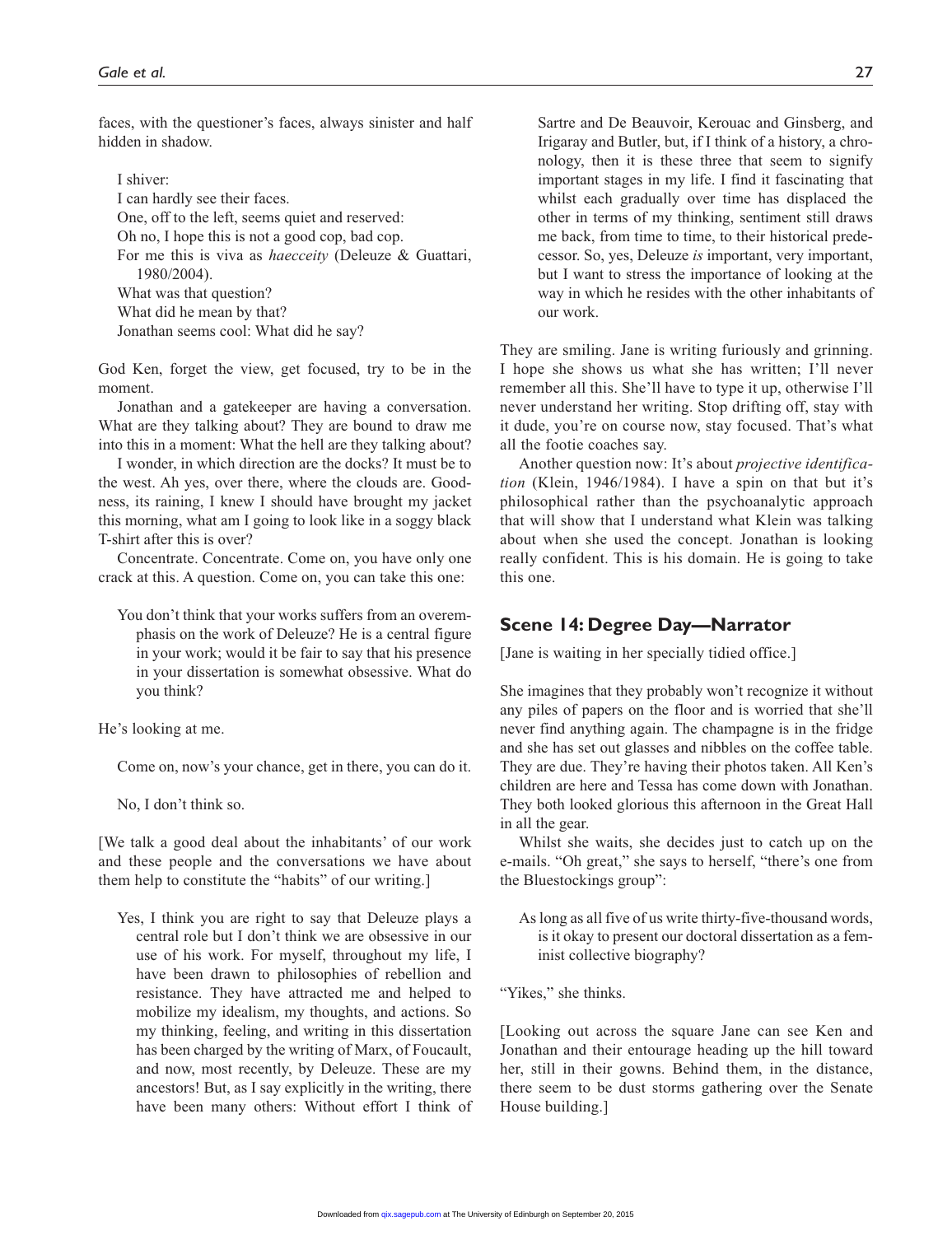faces, with the questioner's faces, always sinister and half hidden in shadow.

> I shiver:
> I can hardly see their faces.
> One, off to the left, seems quiet and reserved:
> Oh no, I hope this is not a good cop, bad cop.
> For me this is viva as *haecceity* (Deleuze & Guattari, 1980/2004).
> What was that question?
> What did he mean by that?
> Jonathan seems cool: What did he say?

God Ken, forget the view, get focused, try to be in the moment.

Jonathan and a gatekeeper are having a conversation. What are they talking about? They are bound to draw me into this in a moment: What the hell are they talking about?

I wonder, in which direction are the docks? It must be to the west. Ah yes, over there, where the clouds are. Goodness, its raining, I knew I should have brought my jacket this morning, what am I going to look like in a soggy black T-shirt after this is over?

Concentrate. Concentrate. Come on, you have only one crack at this. A question. Come on, you can take this one:

> You don't think that your works suffers from an overemphasis on the work of Deleuze? He is a central figure in your work; would it be fair to say that his presence in your dissertation is somewhat obsessive. What do you think?

He's looking at me.

> Come on, now's your chance, get in there, you can do it.

> No, I don't think so.

[We talk a good deal about the inhabitants' of our work and these people and the conversations we have about them help to constitute the "habits" of our writing.]

> Yes, I think you are right to say that Deleuze plays a central role but I don't think we are obsessive in our use of his work. For myself, throughout my life, I have been drawn to philosophies of rebellion and resistance. They have attracted me and helped to mobilize my idealism, my thoughts, and actions. So my thinking, feeling, and writing in this dissertation has been charged by the writing of Marx, of Foucault, and now, most recently, by Deleuze. These are my ancestors! But, as I say explicitly in the writing, there have been many others: Without effort I think of Sartre and De Beauvoir, Kerouac and Ginsberg, and Irigaray and Butler, but, if I think of a history, a chronology, then it is these three that seem to signify important stages in my life. I find it fascinating that whilst each gradually over time has displaced the other in terms of my thinking, sentiment still draws me back, from time to time, to their historical predecessor. So, yes, Deleuze *is* important, very important, but I want to stress the importance of looking at the way in which he resides with the other inhabitants of our work.

They are smiling. Jane is writing furiously and grinning. I hope she shows us what she has written; I'll never remember all this. She'll have to type it up, otherwise I'll never understand her writing. Stop drifting off, stay with it dude, you're on course now, stay focused. That's what all the footie coaches say.

Another question now: It's about *projective identification* (Klein, 1946/1984). I have a spin on that but it's philosophical rather than the psychoanalytic approach that will show that I understand what Klein was talking about when she used the concept. Jonathan is looking really confident. This is his domain. He is going to take this one.

## Scene 14: Degree Day—Narrator

[Jane is waiting in her specially tidied office.]

She imagines that they probably won't recognize it without any piles of papers on the floor and is worried that she'll never find anything again. The champagne is in the fridge and she has set out glasses and nibbles on the coffee table. They are due. They're having their photos taken. All Ken's children are here and Tessa has come down with Jonathan. They both looked glorious this afternoon in the Great Hall in all the gear.

Whilst she waits, she decides just to catch up on the e-mails. "Oh great," she says to herself, "there's one from the Bluestockings group":

> As long as all five of us write thirty-five-thousand words, is it okay to present our doctoral dissertation as a feminist collective biography?

"Yikes," she thinks.

[Looking out across the square Jane can see Ken and Jonathan and their entourage heading up the hill toward her, still in their gowns. Behind them, in the distance, there seem to be dust storms gathering over the Senate House building.]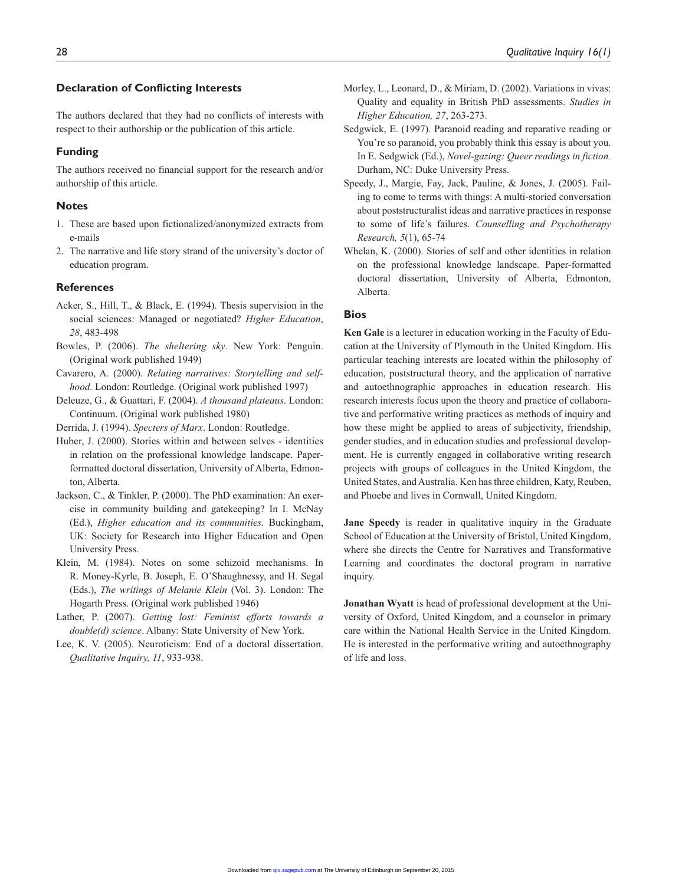## Declaration of Conflicting Interests

The authors declared that they had no conflicts of interests with respect to their authorship or the publication of this article.

## Funding

The authors received no financial support for the research and/or authorship of this article.

## Notes

1. These are based upon fictionalized/anonymized extracts from e-mails
2. The narrative and life story strand of the university's doctor of education program.

## References

Acker, S., Hill, T., & Black, E. (1994). Thesis supervision in the social sciences: Managed or negotiated? *Higher Education*, *28*, 483-498

Bowles, P. (2006). *The sheltering sky*. New York: Penguin. (Original work published 1949)

Cavarero, A. (2000). *Relating narratives: Storytelling and selfhood*. London: Routledge. (Original work published 1997)

Deleuze, G., & Guattari, F. (2004). *A thousand plateaus*. London: Continuum. (Original work published 1980)

Derrida, J. (1994). *Specters of Marx*. London: Routledge.

Huber, J. (2000). Stories within and between selves - identities in relation on the professional knowledge landscape. Paper-formatted doctoral dissertation, University of Alberta, Edmonton, Alberta.

Jackson, C., & Tinkler, P. (2000). The PhD examination: An exercise in community building and gatekeeping? In I. McNay (Ed.), *Higher education and its communities.* Buckingham, UK: Society for Research into Higher Education and Open University Press.

Klein, M. (1984). Notes on some schizoid mechanisms. In R. Money-Kyrle, B. Joseph, E. O'Shaughnessy, and H. Segal (Eds.), *The writings of Melanie Klein* (Vol. 3). London: The Hogarth Press. (Original work published 1946)

Lather, P. (2007). *Getting lost: Feminist efforts towards a double(d) science*. Albany: State University of New York.

Lee, K. V. (2005). Neuroticism: End of a doctoral dissertation. *Qualitative Inquiry, 11*, 933-938.

Morley, L., Leonard, D., & Miriam, D. (2002). Variations in vivas: Quality and equality in British PhD assessments. *Studies in Higher Education, 27*, 263-273.

Sedgwick, E. (1997). Paranoid reading and reparative reading or You're so paranoid, you probably think this essay is about you. In E. Sedgwick (Ed.), *Novel-gazing: Queer readings in fiction.* Durham, NC: Duke University Press.

Speedy, J., Margie, Fay, Jack, Pauline, & Jones, J. (2005). Failing to come to terms with things: A multi-storied conversation about poststructuralist ideas and narrative practices in response to some of life's failures. *Counselling and Psychotherapy Research, 5*(1), 65-74

Whelan, K. (2000). Stories of self and other identities in relation on the professional knowledge landscape. Paper-formatted doctoral dissertation, University of Alberta, Edmonton, Alberta.

## Bios

**Ken Gale** is a lecturer in education working in the Faculty of Education at the University of Plymouth in the United Kingdom. His particular teaching interests are located within the philosophy of education, poststructural theory, and the application of narrative and autoethnographic approaches in education research. His research interests focus upon the theory and practice of collaborative and performative writing practices as methods of inquiry and how these might be applied to areas of subjectivity, friendship, gender studies, and in education studies and professional development. He is currently engaged in collaborative writing research projects with groups of colleagues in the United Kingdom, the United States, and Australia. Ken has three children, Katy, Reuben, and Phoebe and lives in Cornwall, United Kingdom.

**Jane Speedy** is reader in qualitative inquiry in the Graduate School of Education at the University of Bristol, United Kingdom, where she directs the Centre for Narratives and Transformative Learning and coordinates the doctoral program in narrative inquiry.

**Jonathan Wyatt** is head of professional development at the University of Oxford, United Kingdom, and a counselor in primary care within the National Health Service in the United Kingdom. He is interested in the performative writing and autoethnography of life and loss.